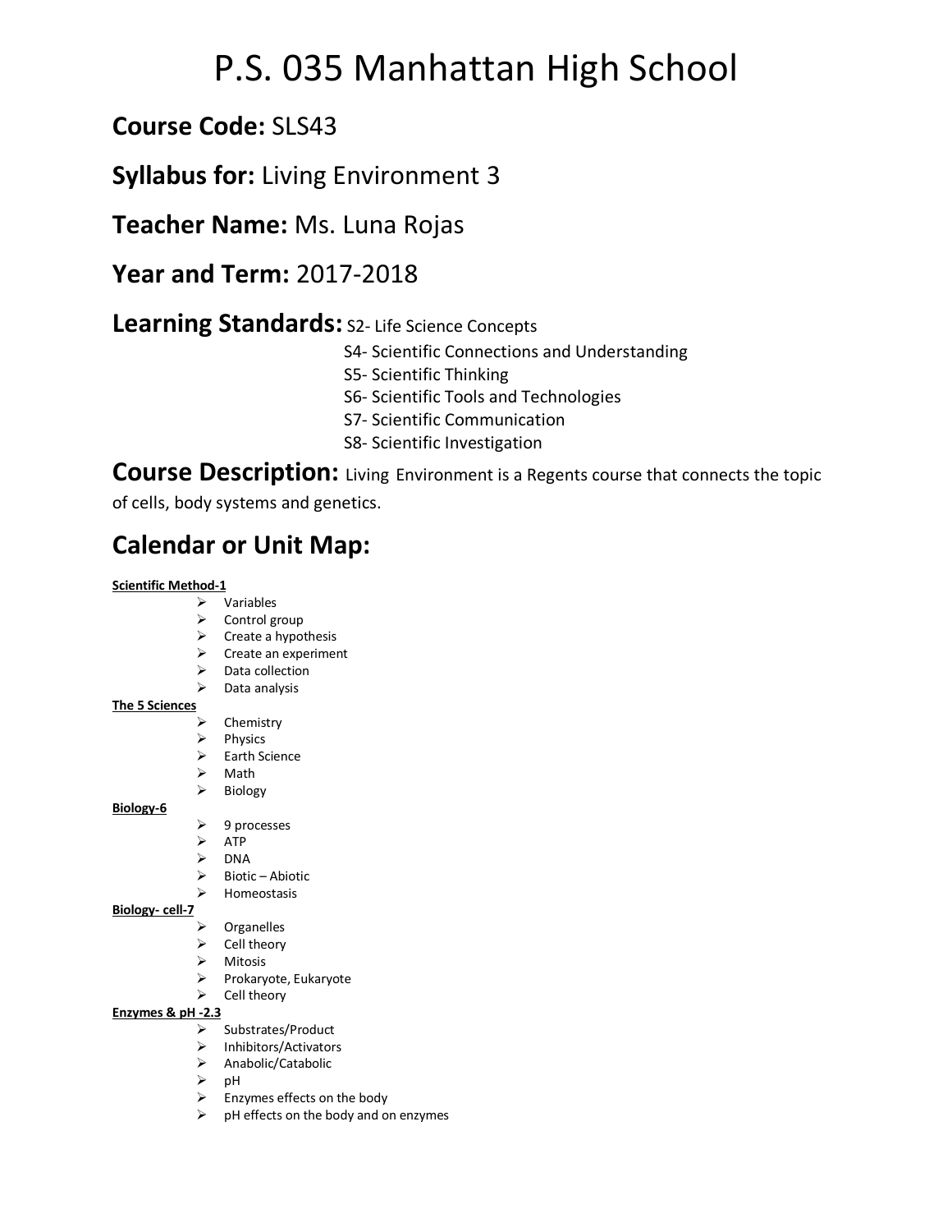# P.S. 035 Manhattan High School

## **Course Code:** SLS43

## **Syllabus for:** Living Environment 3

## **Teacher Name:** Ms. Luna Rojas

## **Year and Term:** 2017-2018

## **Learning Standards:**

- S2- Life Science Concepts
- S4- Scientific Connections and Understanding
- S5- Scientific Thinking
- S6- Scientific Tools and Technologies
- S7- Scientific Communication
- S8- Scientific Investigation

## **Course Description:**

Living Environment is a Regents course that connects the topic of cells, body systems and genetics.

## Calendar or Unit Map:

**Scientific Method-1**

- Variables
- Control group
- Create a hypothesis
- Create an experiment
- Data collection
- Data analysis

**The 5 Sciences**

- Chemistry
- Physics
- Earth Science
- Math
- Biology

**Biology-6**

- 9 processes
- ATP
- DNA
- Biotic – Abiotic
- Homeostasis

**Biology- cell-7**

- Organelles
- Cell theory
- Mitosis
- Prokaryote, Eukaryote
- Cell theory

**Enzymes & pH -2.3**

- Substrates/Product
- Inhibitors/Activators
- Anabolic/Catabolic
- pH
- Enzymes effects on the body
- pH effects on the body and on enzymes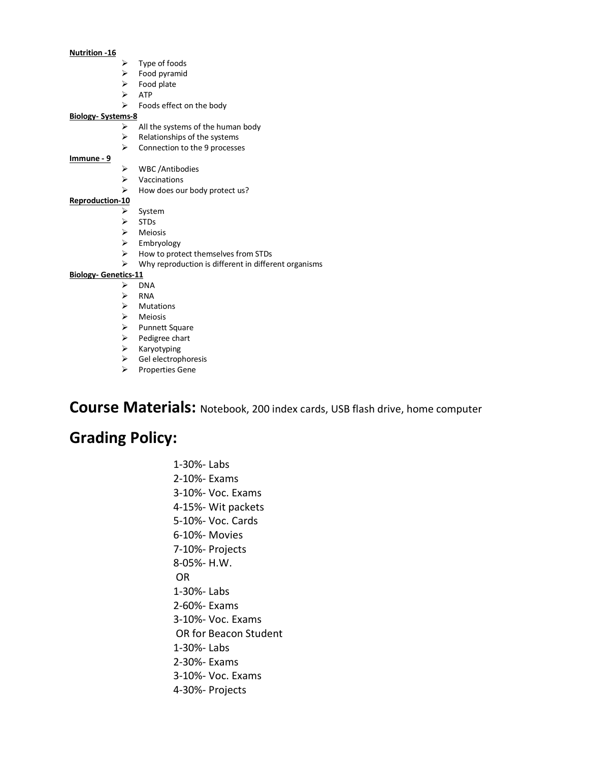**Nutrition -16**

- Type of foods
- Food pyramid
- Food plate
- ATP
- Foods effect on the body

**Biology- Systems-8**

- All the systems of the human body
- Relationships of the systems
- Connection to the 9 processes

**Immune - 9**

- WBC /Antibodies
- Vaccinations
- How does our body protect us?

**Reproduction-10**

- System
- STDs
- Meiosis
- Embryology
- How to protect themselves from STDs
- Why reproduction is different in different organisms

**Biology- Genetics-11**

- DNA
- RNA
- Mutations
- Meiosis
- Punnett Square
- Pedigree chart
- Karyotyping
- Gel electrophoresis
- Properties Gene

## Course Materials: Notebook, 200 index cards, USB flash drive, home computer

## Grading Policy:

1-30%- Labs
2-10%- Exams
3-10%- Voc. Exams
4-15%- Wit packets
5-10%- Voc. Cards
6-10%- Movies
7-10%- Projects
8-05%- H.W.

OR

1-30%- Labs
2-60%- Exams
3-10%- Voc. Exams

OR for Beacon Student

1-30%- Labs
2-30%- Exams
3-10%- Voc. Exams
4-30%- Projects